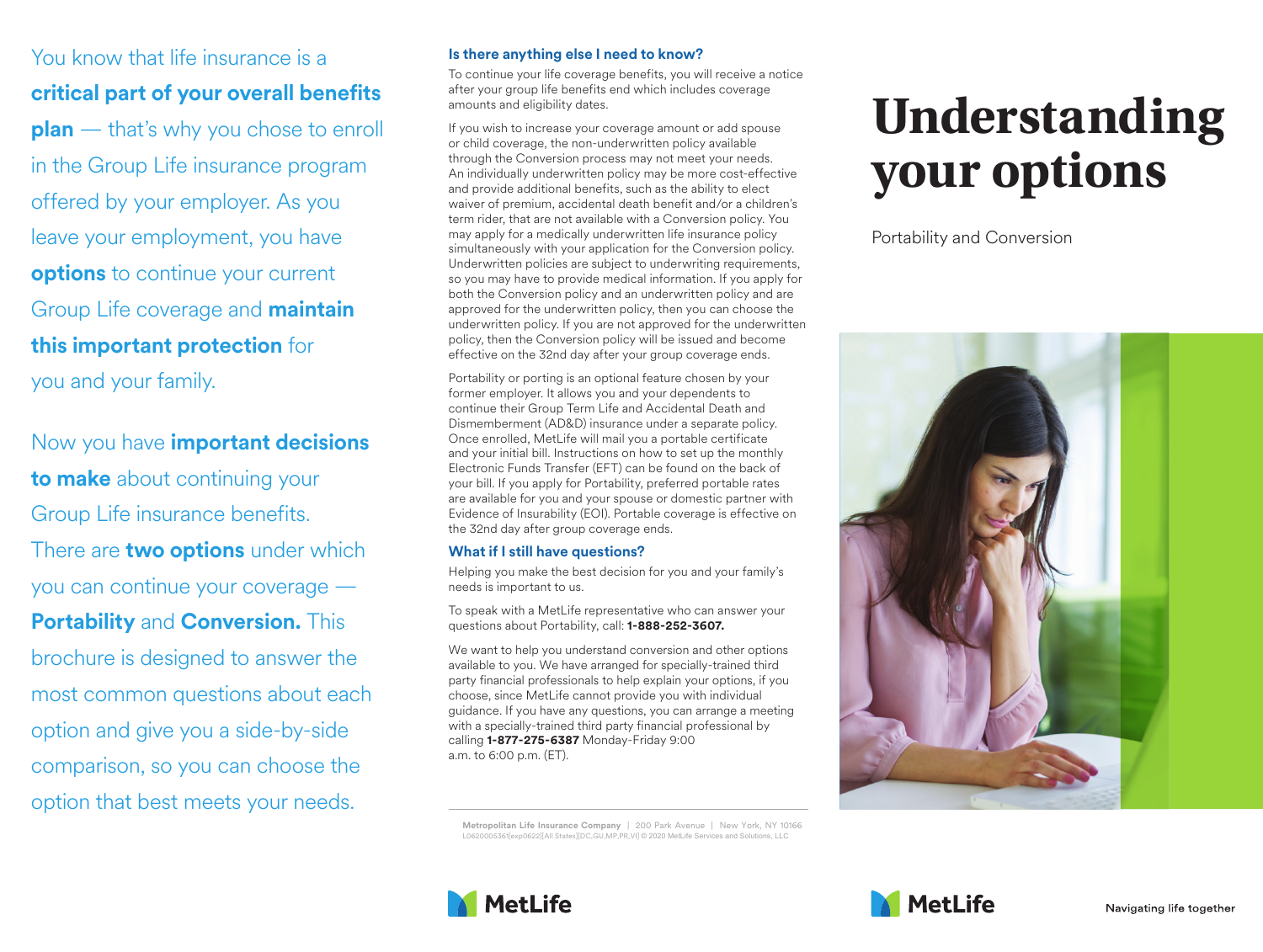You know that life insurance is a **critical part of your overall benefits plan** — that's why you chose to enroll in the Group Life insurance program offered by your employer. As you leave your employment, you have **options** to continue your current Group Life coverage and **maintain this important protection** for you and your family.

Now you have **important decisions to make** about continuing your Group Life insurance benefits. There are **two options** under which you can continue your coverage — **Portability** and **Conversion.** This brochure is designed to answer the most common questions about each option and give you a side-by-side comparison, so you can choose the option that best meets your needs.

### Is there anything else I need to know?

To continue your life coverage benefits, you will receive a notice after your group life benefits end which includes coverage amounts and eligibility dates.

If you wish to increase your coverage amount or add spouse or child coverage, the non-underwritten policy available through the Conversion process may not meet your needs. An individually underwritten policy may be more cost-effective and provide additional benefits, such as the ability to elect waiver of premium, accidental death benefit and/or a children's term rider, that are not available with a Conversion policy. You may apply for a medically underwritten life insurance policy simultaneously with your application for the Conversion policy. Underwritten policies are subject to underwriting requirements, so you may have to provide medical information. If you apply for both the Conversion policy and an underwritten policy and are approved for the underwritten policy, then you can choose the underwritten policy. If you are not approved for the underwritten policy, then the Conversion policy will be issued and become effective on the 32nd day after your group coverage ends.

Portability or porting is an optional feature chosen by your former employer. It allows you and your dependents to continue their Group Term Life and Accidental Death and Dismemberment (AD&D) insurance under a separate policy. Once enrolled, MetLife will mail you a portable certificate and your initial bill. Instructions on how to set up the monthly Electronic Funds Transfer (EFT) can be found on the back of your bill. If you apply for Portability, preferred portable rates are available for you and your spouse or domestic partner with Evidence of Insurability (EOI). Portable coverage is effective on the 32nd day after group coverage ends.

### What if I still have questions?

Helping you make the best decision for you and your family's needs is important to us.

To speak with a MetLife representative who can answer your questions about Portability, call: **1-888-252-3607.**

We want to help you understand conversion and other options available to you. We have arranged for specially-trained third party financial professionals to help explain your options, if you choose, since MetLife cannot provide you with individual guidance. If you have any questions, you can arrange a meeting with a specially-trained third party financial professional by calling **1-877-275-6387** Monday-Friday 9:00 a.m. to 6:00 p.m. (ET).

Metropolitan Life Insurance Company | 200 Park Avenue | New York, NY 10166
L0620005361[exp0622][All States][DC,GU,MP,PR,VI] © 2020 MetLife Services and Solutions, LLC

MetLife

# Understanding your options

Portability and Conversion

MetLife

Navigating life together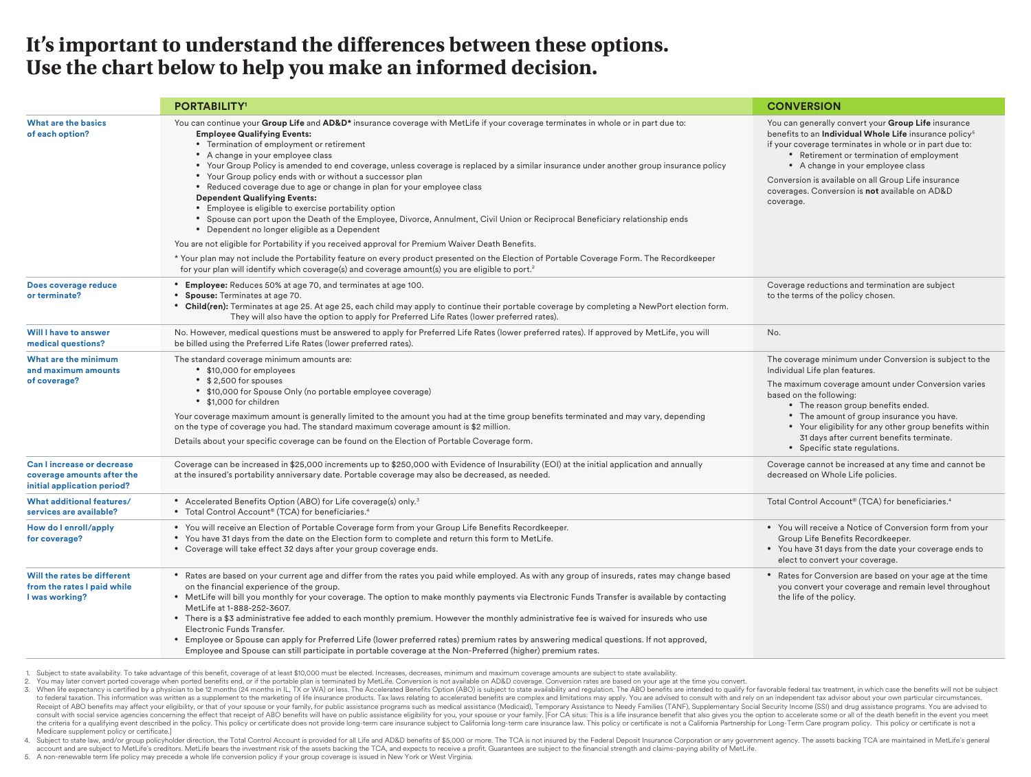# It's important to understand the differences between these options. Use the chart below to help you make an informed decision.

| | PORTABILITY[1] | CONVERSION |
|---|---|---|
| **What are the basics of each option?** | You can continue your **Group Life** and **AD&D*** insurance coverage with MetLife if your coverage terminates in whole or in part due to:<br>**Employee Qualifying Events:**<br>• Termination of employment or retirement<br>• A change in your employee class<br>• Your Group Policy is amended to end coverage, unless coverage is replaced by a similar insurance under another group insurance policy<br>• Your Group policy ends with or without a successor plan<br>• Reduced coverage due to age or change in plan for your employee class<br>**Dependent Qualifying Events:**<br>• Employee is eligible to exercise portability option<br>• Spouse can port upon the Death of the Employee, Divorce, Annulment, Civil Union or Reciprocal Beneficiary relationship ends<br>• Dependent no longer eligible as a Dependent<br><br>You are not eligible for Portability if you received approval for Premium Waiver Death Benefits.<br><br>* Your plan may not include the Portability feature on every product presented on the Election of Portable Coverage Form. The Recordkeeper for your plan will identify which coverage(s) and coverage amount(s) you are eligible to port.[2] | You can generally convert your **Group Life** insurance benefits to an **Individual Whole Life** insurance policy[5] if your coverage terminates in whole or in part due to:<br>• Retirement or termination of employment<br>• A change in your employee class<br><br>Conversion is available on all Group Life insurance coverages. Conversion is **not** available on AD&D coverage. |
| **Does coverage reduce or terminate?** | • **Employee:** Reduces 50% at age 70, and terminates at age 100.<br>• **Spouse:** Terminates at age 70.<br>• **Child(ren):** Terminates at age 25. At age 25, each child may apply to continue their portable coverage by completing a NewPort election form. They will also have the option to apply for Preferred Life Rates (lower preferred rates). | Coverage reductions and termination are subject to the terms of the policy chosen. |
| **Will I have to answer medical questions?** | No. However, medical questions must be answered to apply for Preferred Life Rates (lower preferred rates). If approved by MetLife, you will be billed using the Preferred Life Rates (lower preferred rates). | No. |
| **What are the minimum and maximum amounts of coverage?** | The standard coverage minimum amounts are:<br>• $10,000 for employees<br>• $ 2,500 for spouses<br>• $10,000 for Spouse Only (no portable employee coverage)<br>• $1,000 for children<br><br>Your coverage maximum amount is generally limited to the amount you had at the time group benefits terminated and may vary, depending on the type of coverage you had. The standard maximum coverage amount is $2 million.<br><br>Details about your specific coverage can be found on the Election of Portable Coverage form. | The coverage minimum under Conversion is subject to the Individual Life plan features.<br><br>The maximum coverage amount under Conversion varies based on the following:<br>• The reason group benefits ended.<br>• The amount of group insurance you have.<br>• Your eligibility for any other group benefits within 31 days after current benefits terminate.<br>• Specific state regulations. |
| **Can I increase or decrease coverage amounts after the initial application period?** | Coverage can be increased in $25,000 increments up to $250,000 with Evidence of Insurability (EOI) at the initial application and annually at the insured's portability anniversary date. Portable coverage may also be decreased, as needed. | Coverage cannot be increased at any time and cannot be decreased on Whole Life policies. |
| **What additional features/ services are available?** | • Accelerated Benefits Option (ABO) for Life coverage(s) only.[3]<br>• Total Control Account® (TCA) for beneficiaries.[4] | Total Control Account® (TCA) for beneficiaries.[4] |
| **How do I enroll/apply for coverage?** | • You will receive an Election of Portable Coverage form from your Group Life Benefits Recordkeeper.<br>• You have 31 days from the date on the Election form to complete and return this form to MetLife.<br>• Coverage will take effect 32 days after your group coverage ends. | • You will receive a Notice of Conversion form from your Group Life Benefits Recordkeeper.<br>• You have 31 days from the date your coverage ends to elect to convert your coverage. |
| **Will the rates be different from the rates I paid while I was working?** | • Rates are based on your current age and differ from the rates you paid while employed. As with any group of insureds, rates may change based on the financial experience of the group.<br>• MetLife will bill you monthly for your coverage. The option to make monthly payments via Electronic Funds Transfer is available by contacting MetLife at 1-888-252-3607.<br>• There is a $3 administrative fee added to each monthly premium. However the monthly administrative fee is waived for insureds who use Electronic Funds Transfer.<br>• Employee or Spouse can apply for Preferred Life (lower preferred rates) premium rates by answering medical questions. If not approved, Employee and Spouse can still participate in portable coverage at the Non-Preferred (higher) premium rates. | • Rates for Conversion are based on your age at the time you convert your coverage and remain level throughout the life of the policy. |

1. Subject to state availability. To take advantage of this benefit, coverage of at least $10,000 must be elected. Increases, decreases, minimum and maximum coverage amounts are subject to state availability.
2. You may later convert ported coverage when ported benefits end, or if the portable plan is terminated by MetLife. Conversion is not available on AD&D coverage. Conversion rates are based on your age at the time you convert.
3. When life expectancy is certified by a physician to be 12 months (24 months in IL, TX or WA) or less. The Accelerated Benefits Option (ABO) is subject to state availability and regulation. The ABO benefits are intended to qualify for favorable federal tax treatment, in which case the benefits will not be subject to federal taxation. This information was written as a supplement to the marketing of life insurance products. Tax laws relating to accelerated benefits are complex and limitations may apply. You are advised to consult with and rely on an independent tax advisor about your own particular circumstances. Receipt of ABO benefits may affect your eligibility, or that of your spouse or your family, for public assistance programs such as medical assistance (Medicaid), Temporary Assistance to Needy Families (TANF), Supplementary Social Security Income (SSI) and drug assistance programs. You are advised to consult with social service agencies concerning the effect that receipt of ABO benefits will have on public assistance eligibility for you, your spouse or your family. [For CA situs: This is a life insurance benefit that also gives you the option to accelerate some or all of the death benefit in the event you meet the criteria for a qualifying event described in the policy. This policy or certificate does not provide long-term care insurance subject to California long-term care insurance law. This policy or certificate is not a California Partnership for Long-Term Care program policy. This policy or certificate is not a Medicare supplement policy or certificate.]
4. Subject to state law, and/or group policyholder direction, the Total Control Account is provided for all Life and AD&D benefits of $5,000 or more. The TCA is not insured by the Federal Deposit Insurance Corporation or any government agency. The assets backing TCA are maintained in MetLife's general account and are subject to MetLife's creditors. MetLife bears the investment risk of the assets backing the TCA, and expects to receive a profit. Guarantees are subject to the financial strength and claims-paying ability of MetLife.
5. A non-renewable term life policy may precede a whole life conversion policy if your group coverage is issued in New York or West Virginia.